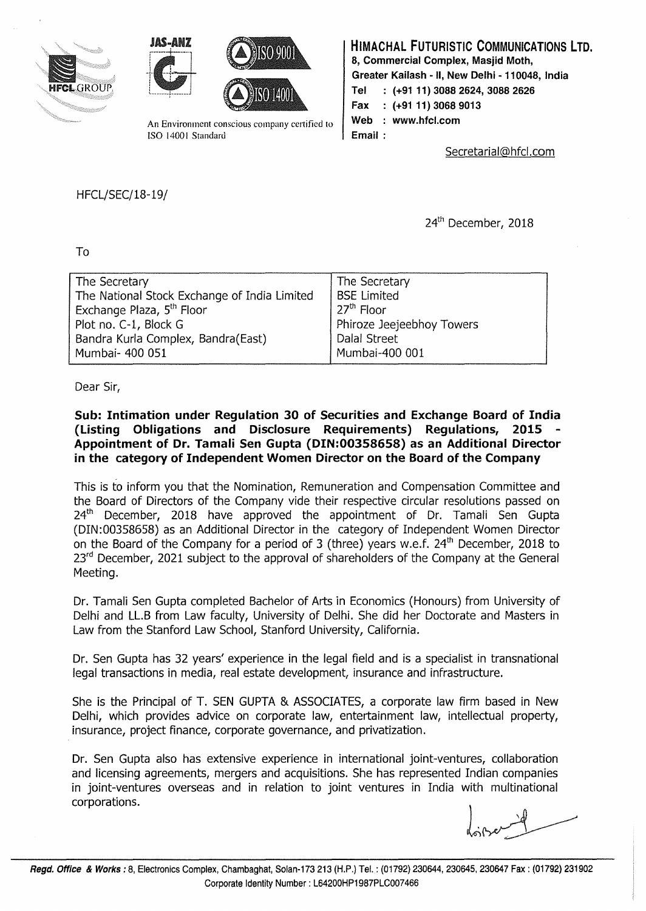**HIMACHAL FUTURISTIC COMMUNICATIONS LTD.**
8, Commercial Complex, Masjid Moth,
Greater Kailash - II, New Delhi - 110048, India
Tel : (+91 11) 3088 2624, 3088 2626
Fax : (+91 11) 3068 9013
Web : www.hfcl.com
Email : Secretarial@hfcl.com

An Environment conscious company certified to ISO 14001 Standard

HFCL/SEC/18-19/

24th December, 2018

To

| The Secretary<br>The National Stock Exchange of India Limited<br>Exchange Plaza, 5th Floor<br>Plot no. C-1, Block G<br>Bandra Kurla Complex, Bandra(East)<br>Mumbai- 400 051 | The Secretary<br>BSE Limited<br>27th Floor<br>Phiroze Jeejeebhoy Towers<br>Dalal Street<br>Mumbai-400 001 |
|---|---|

Dear Sir,

**Sub: Intimation under Regulation 30 of Securities and Exchange Board of India (Listing Obligations and Disclosure Requirements) Regulations, 2015 - Appointment of Dr. Tamali Sen Gupta (DIN:00358658) as an Additional Director in the category of Independent Women Director on the Board of the Company**

This is to inform you that the Nomination, Remuneration and Compensation Committee and the Board of Directors of the Company vide their respective circular resolutions passed on 24th December, 2018 have approved the appointment of Dr. Tamali Sen Gupta (DIN:00358658) as an Additional Director in the category of Independent Women Director on the Board of the Company for a period of 3 (three) years w.e.f. 24th December, 2018 to 23rd December, 2021 subject to the approval of shareholders of the Company at the General Meeting.

Dr. Tamali Sen Gupta completed Bachelor of Arts in Economics (Honours) from University of Delhi and LL.B from Law faculty, University of Delhi. She did her Doctorate and Masters in Law from the Stanford Law School, Stanford University, California.

Dr. Sen Gupta has 32 years' experience in the legal field and is a specialist in transnational legal transactions in media, real estate development, insurance and infrastructure.

She is the Principal of T. SEN GUPTA & ASSOCIATES, a corporate law firm based in New Delhi, which provides advice on corporate law, entertainment law, intellectual property, insurance, project finance, corporate governance, and privatization.

Dr. Sen Gupta also has extensive experience in international joint-ventures, collaboration and licensing agreements, mergers and acquisitions. She has represented Indian companies in joint-ventures overseas and in relation to joint ventures in India with multinational corporations.

**Regd. Office & Works :** 8, Electronics Complex, Chambaghat, Solan-173 213 (H.P.) Tel. : (01792) 230644, 230645, 230647 Fax : (01792) 231902
Corporate Identity Number : L64200HP1987PLC007466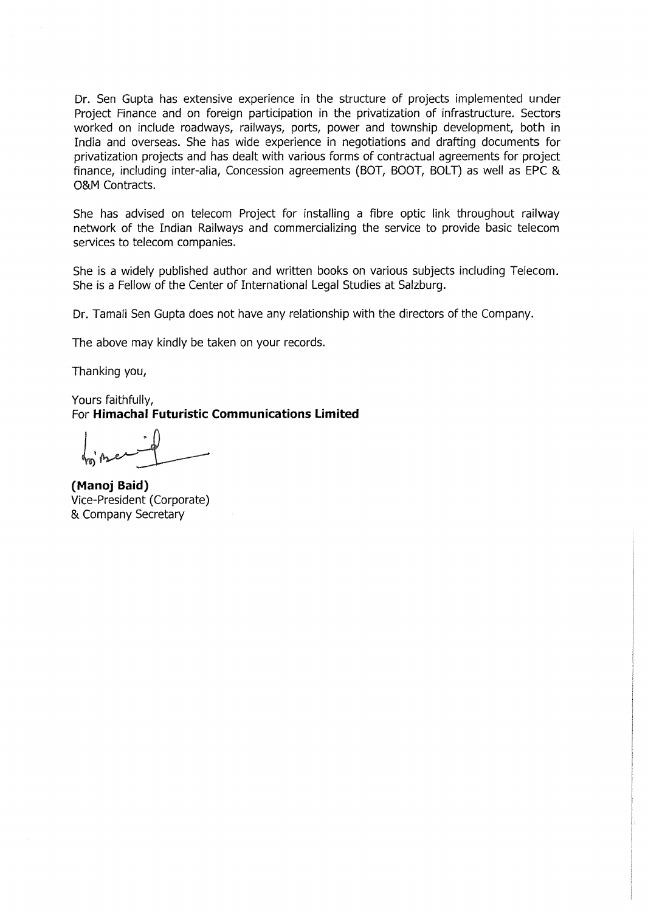Dr. Sen Gupta has extensive experience in the structure of projects implemented under Project Finance and on foreign participation in the privatization of infrastructure. Sectors worked on include roadways, railways, ports, power and township development, both in India and overseas. She has wide experience in negotiations and drafting documents for privatization projects and has dealt with various forms of contractual agreements for project finance, including inter-alia, Concession agreements (BOT, BOOT, BOLT) as well as EPC & O&M Contracts.

She has advised on telecom Project for installing a fibre optic link throughout railway network of the Indian Railways and commercializing the service to provide basic telecom services to telecom companies.

She is a widely published author and written books on various subjects including Telecom. She is a Fellow of the Center of International Legal Studies at Salzburg.

Dr. Tamali Sen Gupta does not have any relationship with the directors of the Company.

The above may kindly be taken on your records.

Thanking you,

Yours faithfully,
For **Himachal Futuristic Communications Limited**

**(Manoj Baid)**
Vice-President (Corporate)
& Company Secretary